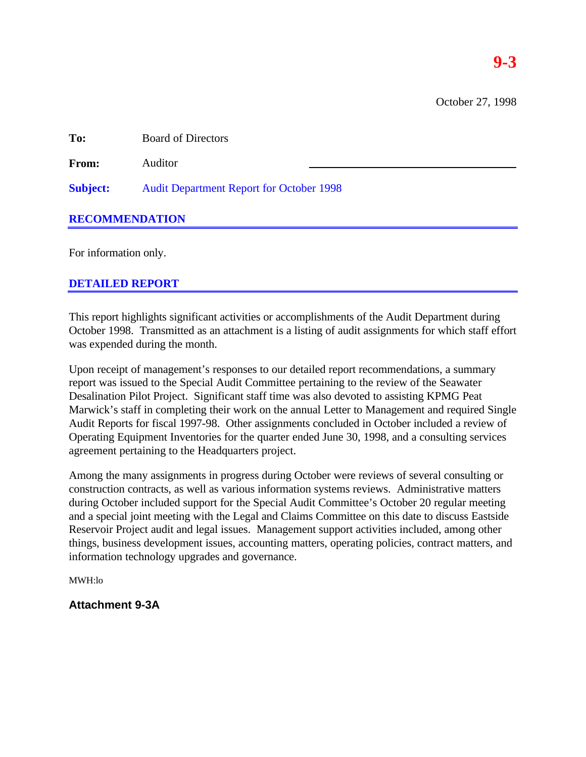**9-3**

October 27, 1998

**To:** Board of Directors

**From:** Auditor

**Subject:** Audit Department Report for October 1998

## RECOMMENDATION

For information only.

## DETAILED REPORT

This report highlights significant activities or accomplishments of the Audit Department during October 1998. Transmitted as an attachment is a listing of audit assignments for which staff effort was expended during the month.

Upon receipt of management's responses to our detailed report recommendations, a summary report was issued to the Special Audit Committee pertaining to the review of the Seawater Desalination Pilot Project. Significant staff time was also devoted to assisting KPMG Peat Marwick's staff in completing their work on the annual Letter to Management and required Single Audit Reports for fiscal 1997-98. Other assignments concluded in October included a review of Operating Equipment Inventories for the quarter ended June 30, 1998, and a consulting services agreement pertaining to the Headquarters project.

Among the many assignments in progress during October were reviews of several consulting or construction contracts, as well as various information systems reviews. Administrative matters during October included support for the Special Audit Committee's October 20 regular meeting and a special joint meeting with the Legal and Claims Committee on this date to discuss Eastside Reservoir Project audit and legal issues. Management support activities included, among other things, business development issues, accounting matters, operating policies, contract matters, and information technology upgrades and governance.

MWH:lo

**Attachment 9-3A**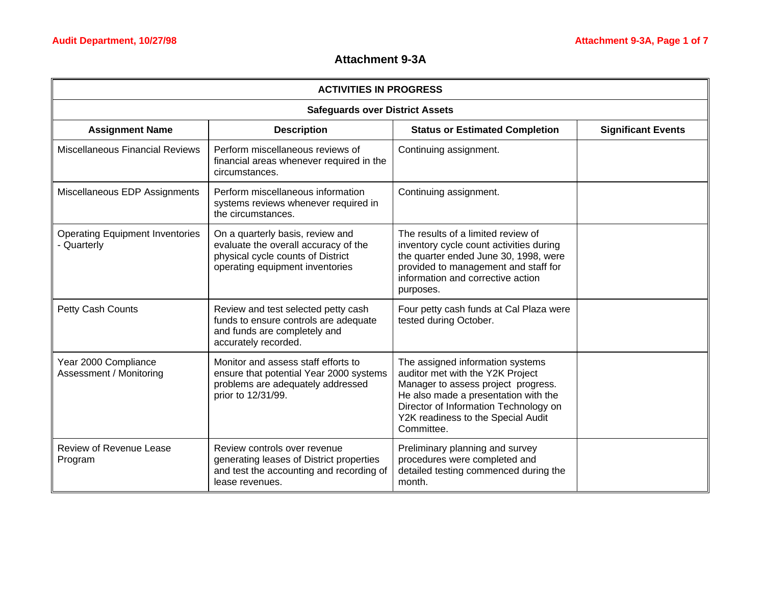# Attachment 9-3A

| ACTIVITIES IN PROGRESS | | | |
|---|---|---|---|
| **Safeguards over District Assets** | | | |
| **Assignment Name** | **Description** | **Status or Estimated Completion** | **Significant Events** |
| Miscellaneous Financial Reviews | Perform miscellaneous reviews of financial areas whenever required in the circumstances. | Continuing assignment. | |
| Miscellaneous EDP Assignments | Perform miscellaneous information systems reviews whenever required in the circumstances. | Continuing assignment. | |
| Operating Equipment Inventories - Quarterly | On a quarterly basis, review and evaluate the overall accuracy of the physical cycle counts of District operating equipment inventories | The results of a limited review of inventory cycle count activities during the quarter ended June 30, 1998, were provided to management and staff for information and corrective action purposes. | |
| Petty Cash Counts | Review and test selected petty cash funds to ensure controls are adequate and funds are completely and accurately recorded. | Four petty cash funds at Cal Plaza were tested during October. | |
| Year 2000 Compliance Assessment / Monitoring | Monitor and assess staff efforts to ensure that potential Year 2000 systems problems are adequately addressed prior to 12/31/99. | The assigned information systems auditor met with the Y2K Project Manager to assess project progress. He also made a presentation with the Director of Information Technology on Y2K readiness to the Special Audit Committee. | |
| Review of Revenue Lease Program | Review controls over revenue generating leases of District properties and test the accounting and recording of lease revenues. | Preliminary planning and survey procedures were completed and detailed testing commenced during the month. | |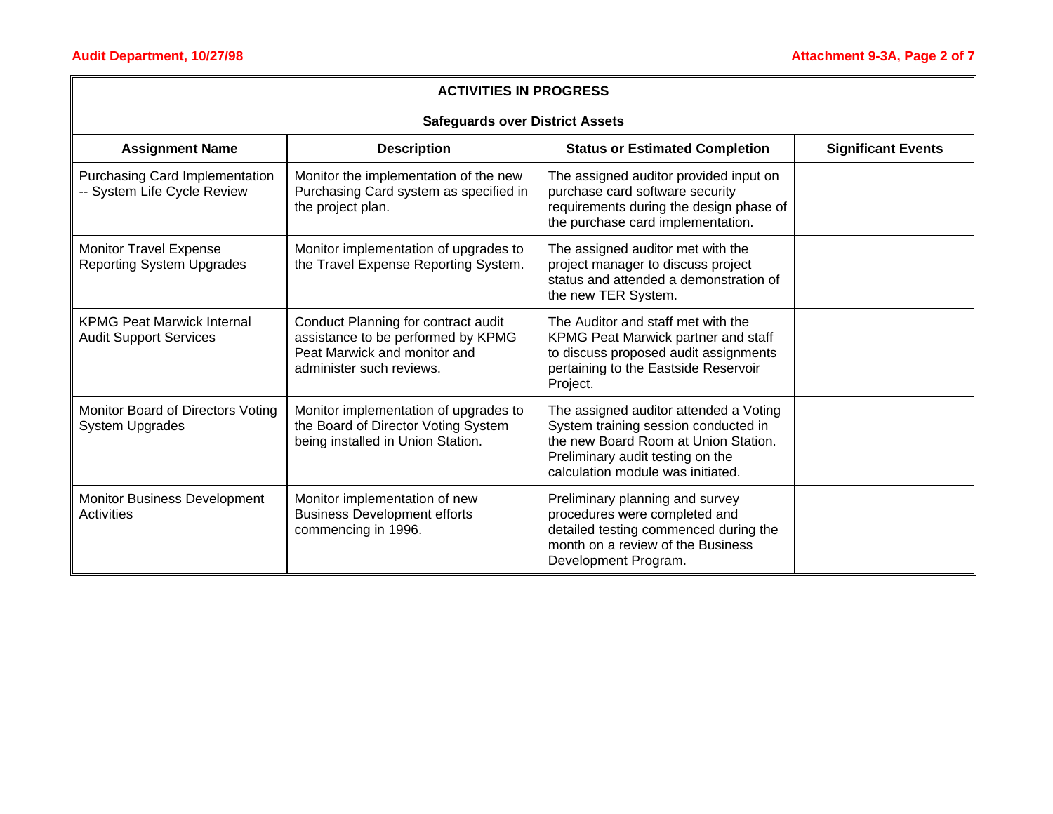## ACTIVITIES IN PROGRESS

### Safeguards over District Assets

| Assignment Name | Description | Status or Estimated Completion | Significant Events |
|---|---|---|---|
| Purchasing Card Implementation -- System Life Cycle Review | Monitor the implementation of the new Purchasing Card system as specified in the project plan. | The assigned auditor provided input on purchase card software security requirements during the design phase of the purchase card implementation. | |
| Monitor Travel Expense Reporting System Upgrades | Monitor implementation of upgrades to the Travel Expense Reporting System. | The assigned auditor met with the project manager to discuss project status and attended a demonstration of the new TER System. | |
| KPMG Peat Marwick Internal Audit Support Services | Conduct Planning for contract audit assistance to be performed by KPMG Peat Marwick and monitor and administer such reviews. | The Auditor and staff met with the KPMG Peat Marwick partner and staff to discuss proposed audit assignments pertaining to the Eastside Reservoir Project. | |
| Monitor Board of Directors Voting System Upgrades | Monitor implementation of upgrades to the Board of Director Voting System being installed in Union Station. | The assigned auditor attended a Voting System training session conducted in the new Board Room at Union Station. Preliminary audit testing on the calculation module was initiated. | |
| Monitor Business Development Activities | Monitor implementation of new Business Development efforts commencing in 1996. | Preliminary planning and survey procedures were completed and detailed testing commenced during the month on a review of the Business Development Program. | |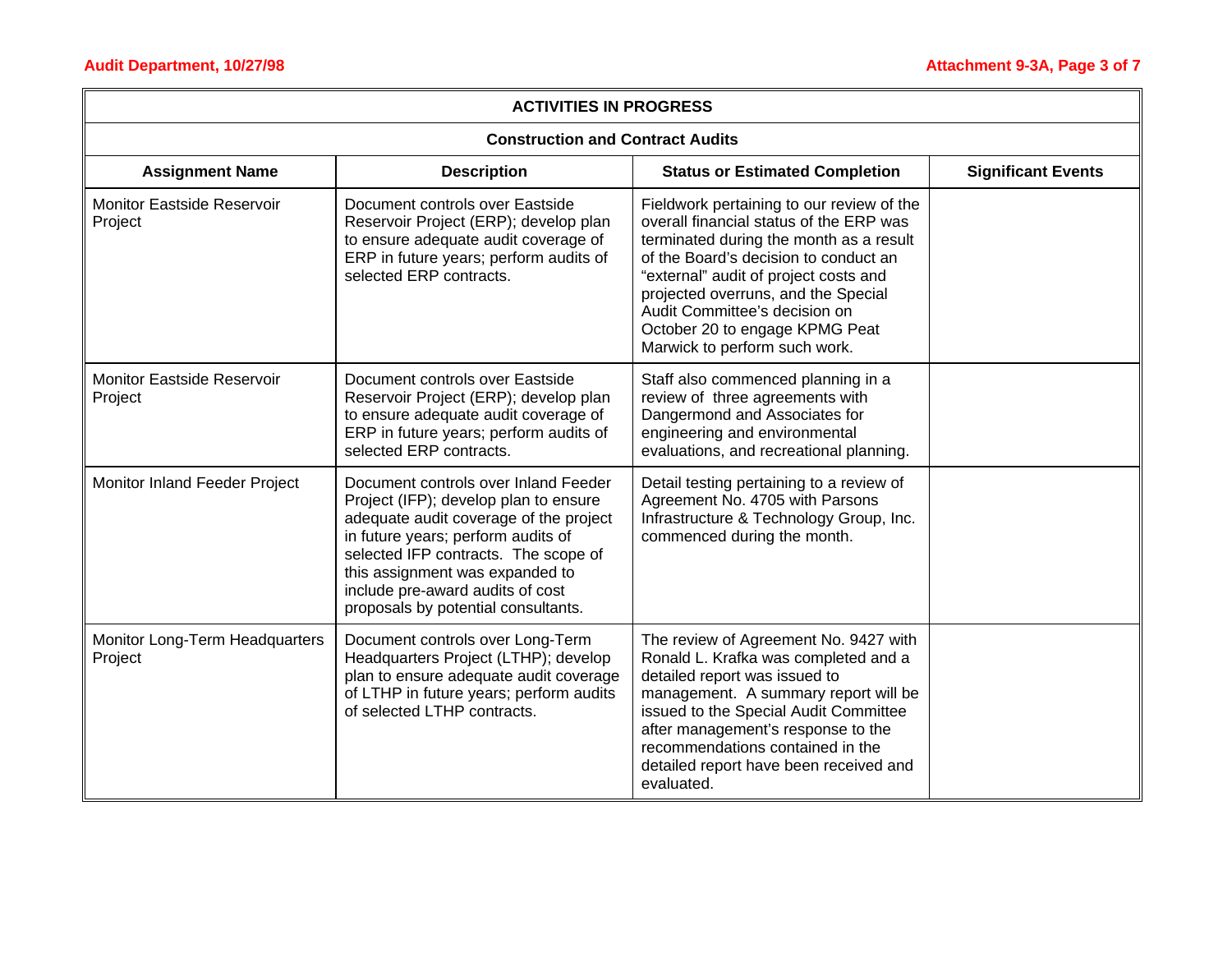| ACTIVITIES IN PROGRESS | | | |
|---|---|---|---|
| **Construction and Contract Audits** | | | |
| **Assignment Name** | **Description** | **Status or Estimated Completion** | **Significant Events** |
| Monitor Eastside Reservoir Project | Document controls over Eastside Reservoir Project (ERP); develop plan to ensure adequate audit coverage of ERP in future years; perform audits of selected ERP contracts. | Fieldwork pertaining to our review of the overall financial status of the ERP was terminated during the month as a result of the Board's decision to conduct an "external" audit of project costs and projected overruns, and the Special Audit Committee's decision on October 20 to engage KPMG Peat Marwick to perform such work. | |
| Monitor Eastside Reservoir Project | Document controls over Eastside Reservoir Project (ERP); develop plan to ensure adequate audit coverage of ERP in future years; perform audits of selected ERP contracts. | Staff also commenced planning in a review of three agreements with Dangermond and Associates for engineering and environmental evaluations, and recreational planning. | |
| Monitor Inland Feeder Project | Document controls over Inland Feeder Project (IFP); develop plan to ensure adequate audit coverage of the project in future years; perform audits of selected IFP contracts. The scope of this assignment was expanded to include pre-award audits of cost proposals by potential consultants. | Detail testing pertaining to a review of Agreement No. 4705 with Parsons Infrastructure & Technology Group, Inc. commenced during the month. | |
| Monitor Long-Term Headquarters Project | Document controls over Long-Term Headquarters Project (LTHP); develop plan to ensure adequate audit coverage of LTHP in future years; perform audits of selected LTHP contracts. | The review of Agreement No. 9427 with Ronald L. Krafka was completed and a detailed report was issued to management. A summary report will be issued to the Special Audit Committee after management's response to the recommendations contained in the detailed report have been received and evaluated. | |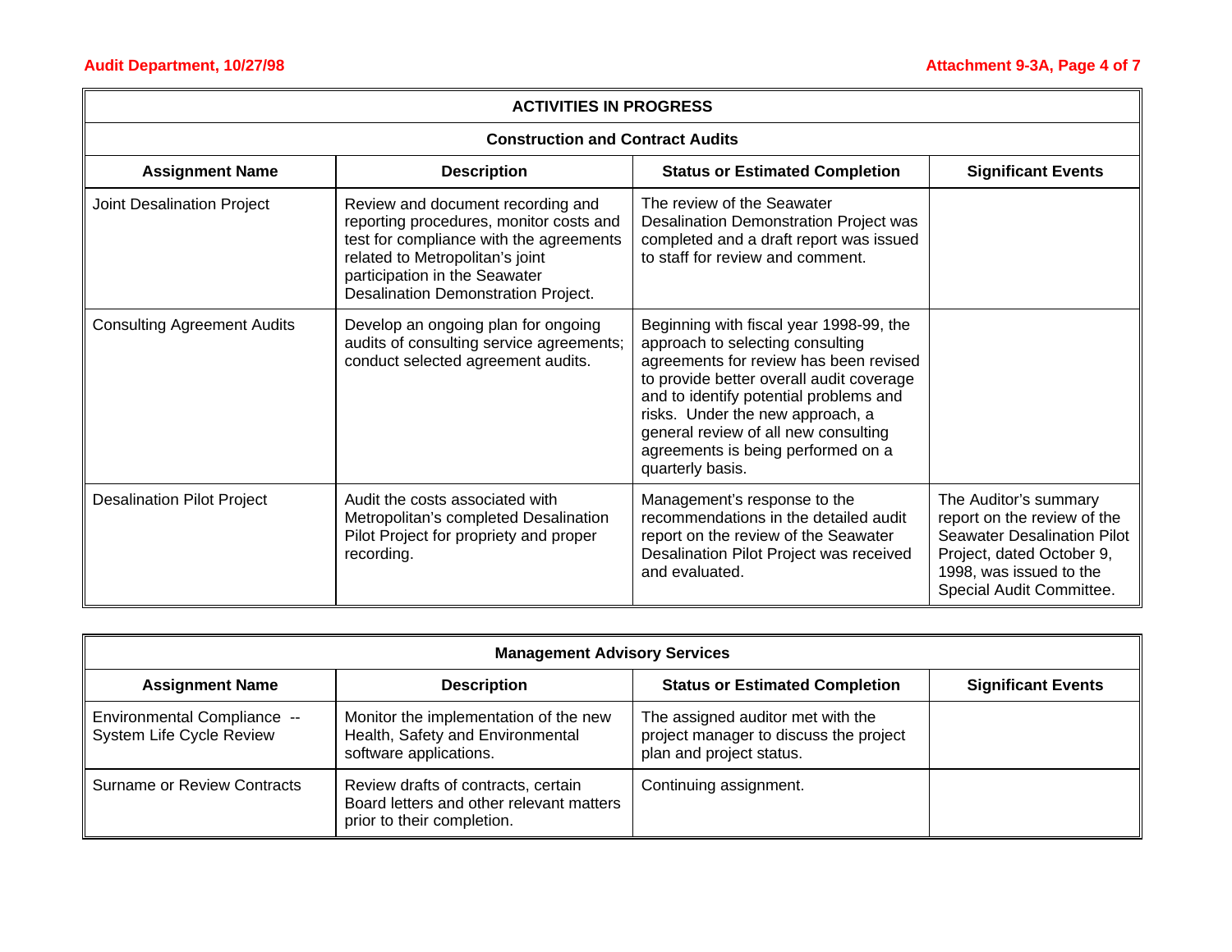## ACTIVITIES IN PROGRESS

### Construction and Contract Audits

| Assignment Name | Description | Status or Estimated Completion | Significant Events |
|---|---|---|---|
| Joint Desalination Project | Review and document recording and reporting procedures, monitor costs and test for compliance with the agreements related to Metropolitan's joint participation in the Seawater Desalination Demonstration Project. | The review of the Seawater Desalination Demonstration Project was completed and a draft report was issued to staff for review and comment. | |
| Consulting Agreement Audits | Develop an ongoing plan for ongoing audits of consulting service agreements; conduct selected agreement audits. | Beginning with fiscal year 1998-99, the approach to selecting consulting agreements for review has been revised to provide better overall audit coverage and to identify potential problems and risks. Under the new approach, a general review of all new consulting agreements is being performed on a quarterly basis. | |
| Desalination Pilot Project | Audit the costs associated with Metropolitan's completed Desalination Pilot Project for propriety and proper recording. | Management's response to the recommendations in the detailed audit report on the review of the Seawater Desalination Pilot Project was received and evaluated. | The Auditor's summary report on the review of the Seawater Desalination Pilot Project, dated October 9, 1998, was issued to the Special Audit Committee. |

### Management Advisory Services

| Assignment Name | Description | Status or Estimated Completion | Significant Events |
|---|---|---|---|
| Environmental Compliance -- System Life Cycle Review | Monitor the implementation of the new Health, Safety and Environmental software applications. | The assigned auditor met with the project manager to discuss the project plan and project status. | |
| Surname or Review Contracts | Review drafts of contracts, certain Board letters and other relevant matters prior to their completion. | Continuing assignment. | |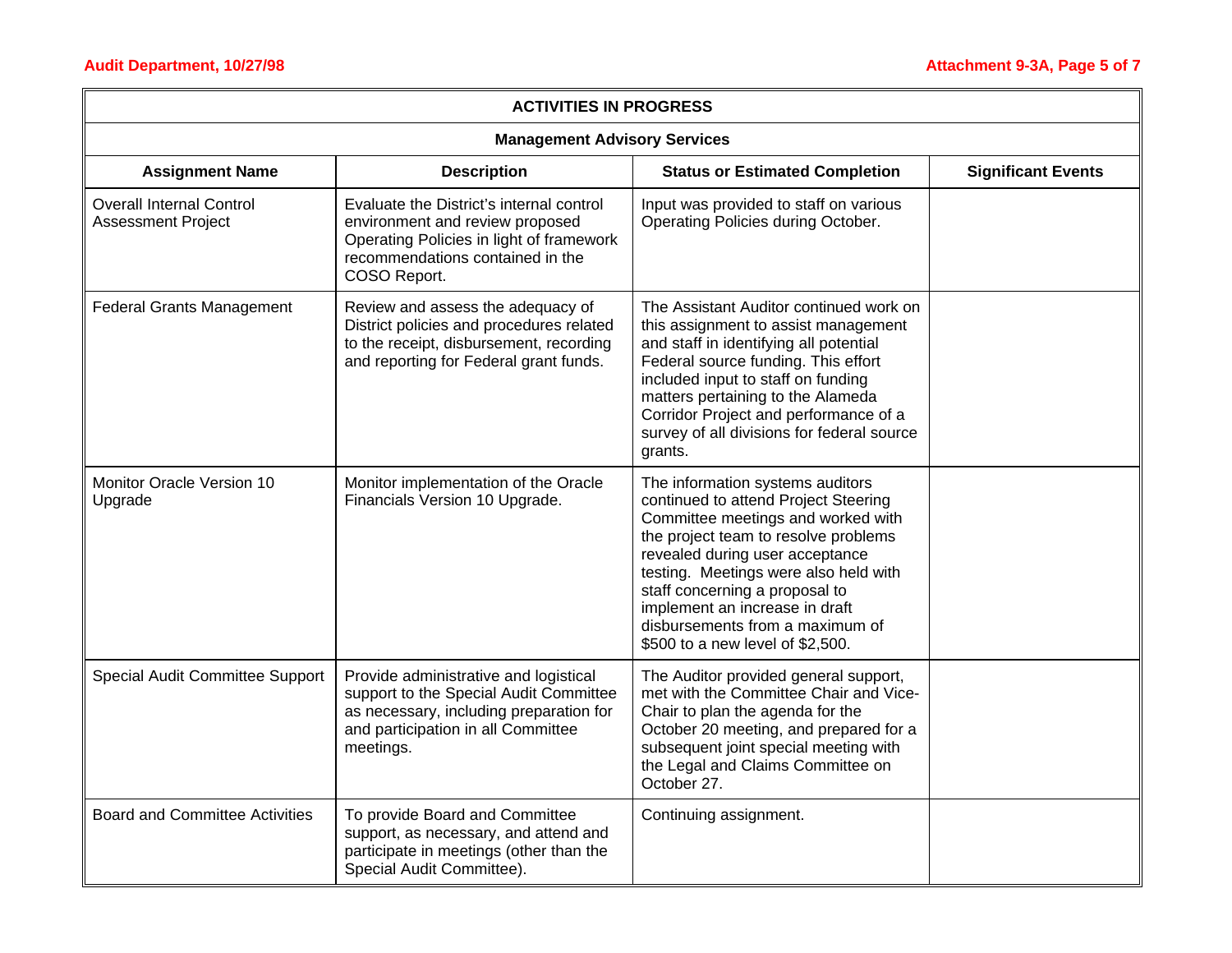| ACTIVITIES IN PROGRESS | | | |
|---|---|---|---|
| **Management Advisory Services** | | | |
| **Assignment Name** | **Description** | **Status or Estimated Completion** | **Significant Events** |
| Overall Internal Control Assessment Project | Evaluate the District's internal control environment and review proposed Operating Policies in light of framework recommendations contained in the COSO Report. | Input was provided to staff on various Operating Policies during October. | |
| Federal Grants Management | Review and assess the adequacy of District policies and procedures related to the receipt, disbursement, recording and reporting for Federal grant funds. | The Assistant Auditor continued work on this assignment to assist management and staff in identifying all potential Federal source funding. This effort included input to staff on funding matters pertaining to the Alameda Corridor Project and performance of a survey of all divisions for federal source grants. | |
| Monitor Oracle Version 10 Upgrade | Monitor implementation of the Oracle Financials Version 10 Upgrade. | The information systems auditors continued to attend Project Steering Committee meetings and worked with the project team to resolve problems revealed during user acceptance testing. Meetings were also held with staff concerning a proposal to implement an increase in draft disbursements from a maximum of $500 to a new level of $2,500. | |
| Special Audit Committee Support | Provide administrative and logistical support to the Special Audit Committee as necessary, including preparation for and participation in all Committee meetings. | The Auditor provided general support, met with the Committee Chair and Vice-Chair to plan the agenda for the October 20 meeting, and prepared for a subsequent joint special meeting with the Legal and Claims Committee on October 27. | |
| Board and Committee Activities | To provide Board and Committee support, as necessary, and attend and participate in meetings (other than the Special Audit Committee). | Continuing assignment. | |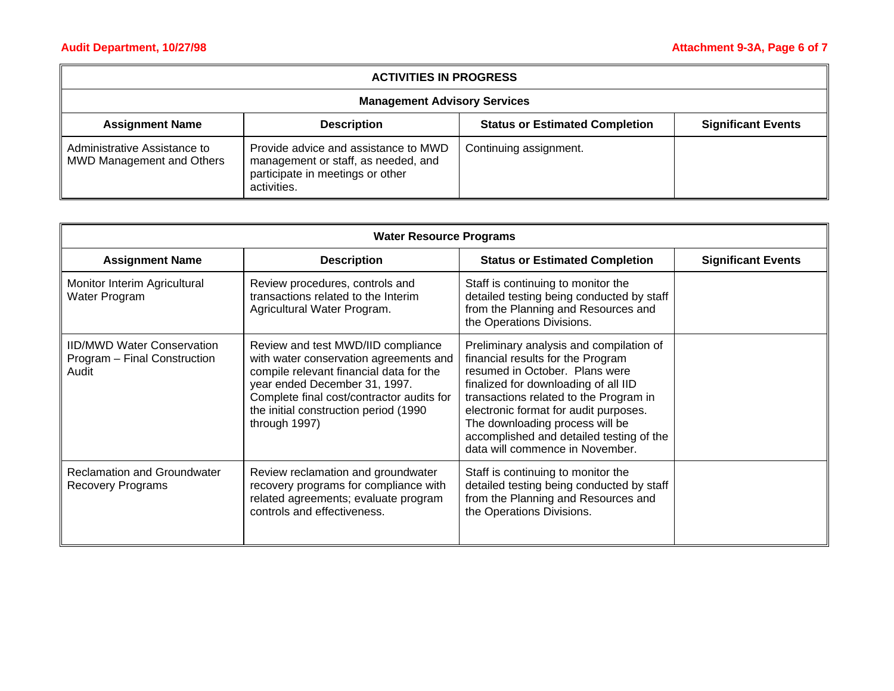## ACTIVITIES IN PROGRESS

### Management Advisory Services

| Assignment Name | Description | Status or Estimated Completion | Significant Events |
|---|---|---|---|
| Administrative Assistance to MWD Management and Others | Provide advice and assistance to MWD management or staff, as needed, and participate in meetings or other activities. | Continuing assignment. | |

### Water Resource Programs

| Assignment Name | Description | Status or Estimated Completion | Significant Events |
|---|---|---|---|
| Monitor Interim Agricultural Water Program | Review procedures, controls and transactions related to the Interim Agricultural Water Program. | Staff is continuing to monitor the detailed testing being conducted by staff from the Planning and Resources and the Operations Divisions. | |
| IID/MWD Water Conservation Program – Final Construction Audit | Review and test MWD/IID compliance with water conservation agreements and compile relevant financial data for the year ended December 31, 1997. Complete final cost/contractor audits for the initial construction period (1990 through 1997) | Preliminary analysis and compilation of financial results for the Program resumed in October. Plans were finalized for downloading of all IID transactions related to the Program in electronic format for audit purposes. The downloading process will be accomplished and detailed testing of the data will commence in November. | |
| Reclamation and Groundwater Recovery Programs | Review reclamation and groundwater recovery programs for compliance with related agreements; evaluate program controls and effectiveness. | Staff is continuing to monitor the detailed testing being conducted by staff from the Planning and Resources and the Operations Divisions. | |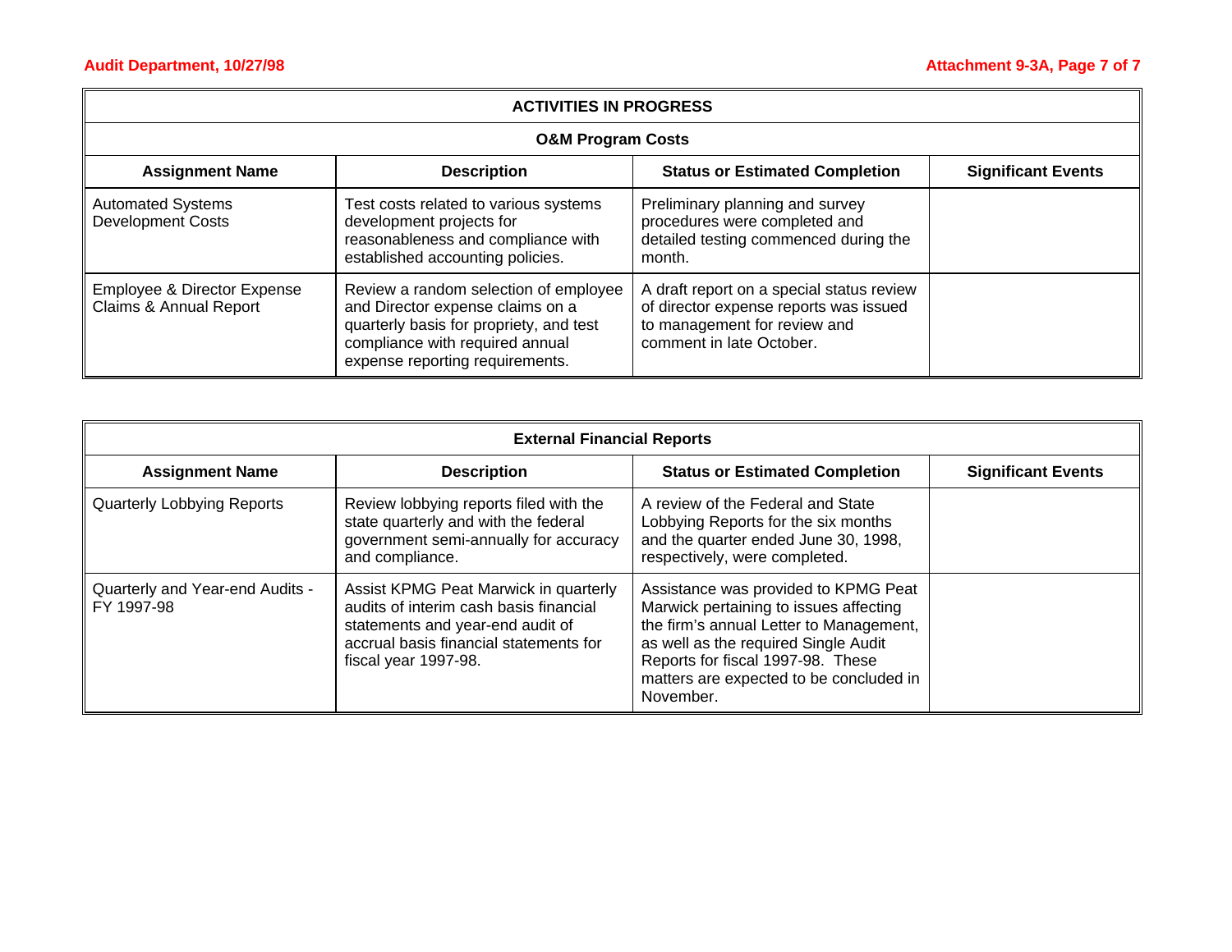| ACTIVITIES IN PROGRESS | | | |
|---|---|---|---|
| **O&M Program Costs** | | | |
| **Assignment Name** | **Description** | **Status or Estimated Completion** | **Significant Events** |
| Automated Systems Development Costs | Test costs related to various systems development projects for reasonableness and compliance with established accounting policies. | Preliminary planning and survey procedures were completed and detailed testing commenced during the month. | |
| Employee & Director Expense Claims & Annual Report | Review a random selection of employee and Director expense claims on a quarterly basis for propriety, and test compliance with required annual expense reporting requirements. | A draft report on a special status review of director expense reports was issued to management for review and comment in late October. | |

| External Financial Reports | | | |
|---|---|---|---|
| **Assignment Name** | **Description** | **Status or Estimated Completion** | **Significant Events** |
| Quarterly Lobbying Reports | Review lobbying reports filed with the state quarterly and with the federal government semi-annually for accuracy and compliance. | A review of the Federal and State Lobbying Reports for the six months and the quarter ended June 30, 1998, respectively, were completed. | |
| Quarterly and Year-end Audits - FY 1997-98 | Assist KPMG Peat Marwick in quarterly audits of interim cash basis financial statements and year-end audit of accrual basis financial statements for fiscal year 1997-98. | Assistance was provided to KPMG Peat Marwick pertaining to issues affecting the firm's annual Letter to Management, as well as the required Single Audit Reports for fiscal 1997-98. These matters are expected to be concluded in November. | |